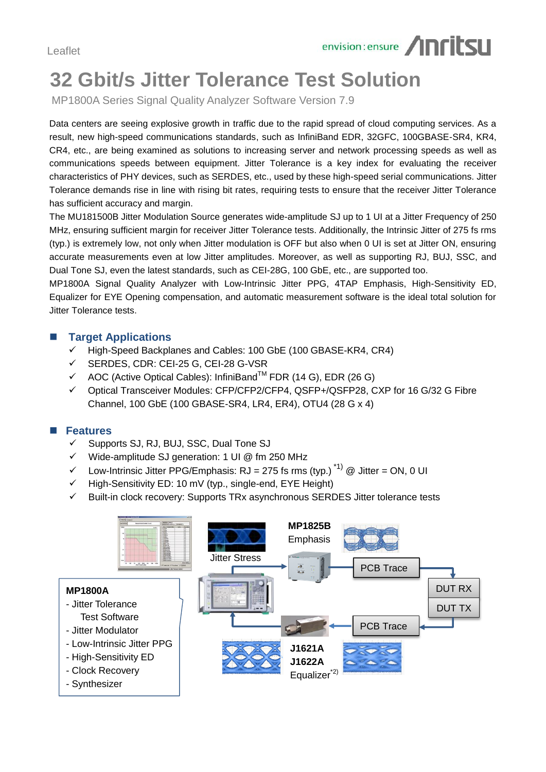Leaflet

# 32 Gbit/s Jitter Tolerance Test Solution

MP1800A Series Signal Quality Analyzer Software Version 7.9

Data centers are seeing explosive growth in traffic due to the rapid spread of cloud computing services. As a result, new high-speed communications standards, such as InfiniBand EDR, 32GFC, 100GBASE-SR4, KR4, CR4, etc., are being examined as solutions to increasing server and network processing speeds as well as communications speeds between equipment. Jitter Tolerance is a key index for evaluating the receiver characteristics of PHY devices, such as SERDES, etc., used by these high-speed serial communications. Jitter Tolerance demands rise in line with rising bit rates, requiring tests to ensure that the receiver Jitter Tolerance has sufficient accuracy and margin.

The MU181500B Jitter Modulation Source generates wide-amplitude SJ up to 1 UI at a Jitter Frequency of 250 MHz, ensuring sufficient margin for receiver Jitter Tolerance tests. Additionally, the Intrinsic Jitter of 275 fs rms (typ.) is extremely low, not only when Jitter modulation is OFF but also when 0 UI is set at Jitter ON, ensuring accurate measurements even at low Jitter amplitudes. Moreover, as well as supporting RJ, BUJ, SSC, and Dual Tone SJ, even the latest standards, such as CEI-28G, 100 GbE, etc., are supported too.

MP1800A Signal Quality Analyzer with Low-Intrinsic Jitter PPG, 4TAP Emphasis, High-Sensitivity ED, Equalizer for EYE Opening compensation, and automatic measurement software is the ideal total solution for Jitter Tolerance tests.

## Target Applications

- ✓ High-Speed Backplanes and Cables: 100 GbE (100 GBASE-KR4, CR4)
- ✓ SERDES, CDR: CEI-25 G, CEI-28 G-VSR
- ✓ AOC (Active Optical Cables): InfiniBand™ FDR (14 G), EDR (26 G)
- ✓ Optical Transceiver Modules: CFP/CFP2/CFP4, QSFP+/QSFP28, CXP for 16 G/32 G Fibre Channel, 100 GbE (100 GBASE-SR4, LR4, ER4), OTU4 (28 G x 4)

## Features

- ✓ Supports SJ, RJ, BUJ, SSC, Dual Tone SJ
- ✓ Wide-amplitude SJ generation: 1 UI @ fm 250 MHz
- ✓ Low-Intrinsic Jitter PPG/Emphasis: RJ = 275 fs rms (typ.) [*1] @ Jitter = ON, 0 UI
- ✓ High-Sensitivity ED: 10 mV (typ., single-end, EYE Height)
- ✓ Built-in clock recovery: Supports TRx asynchronous SERDES Jitter tolerance tests

**MP1800A**
- Jitter Tolerance Test Software
- Jitter Modulator
- Low-Intrinsic Jitter PPG
- High-Sensitivity ED
- Clock Recovery
- Synthesizer

Jitter Stress

**MP1825B** Emphasis

PCB Trace

DUT RX

DUT TX

PCB Trace

**J1621A**
**J1622A**
Equalizer[*2]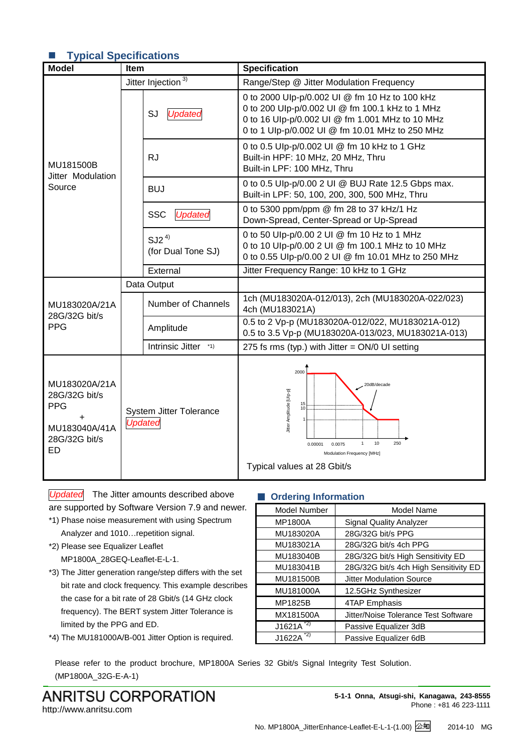## Typical Specifications

| Model | Item | | Specification |
|---|---|---|---|
| MU181500B Jitter Modulation Source | Jitter Injection [3] | | Range/Step @ Jitter Modulation Frequency |
| | | SJ *Updated* | 0 to 2000 UIp-p/0.002 UI @ fm 10 Hz to 100 kHz<br>0 to 200 UIp-p/0.002 UI @ fm 100.1 kHz to 1 MHz<br>0 to 16 UIp-p/0.002 UI @ fm 1.001 MHz to 10 MHz<br>0 to 1 UIp-p/0.002 UI @ fm 10.01 MHz to 250 MHz |
| | | RJ | 0 to 0.5 UIp-p/0.002 UI @ fm 10 kHz to 1 GHz<br>Built-in HPF: 10 MHz, 20 MHz, Thru<br>Built-in LPF: 100 MHz, Thru |
| | | BUJ | 0 to 0.5 UIp-p/0.00 2 UI @ BUJ Rate 12.5 Gbps max.<br>Built-in LPF: 50, 100, 200, 300, 500 MHz, Thru |
| | | SSC *Updated* | 0 to 5300 ppm/ppm @ fm 28 to 37 kHz/1 Hz<br>Down-Spread, Center-Spread or Up-Spread |
| | | SJ2 [4]<br>(for Dual Tone SJ) | 0 to 50 UIp-p/0.00 2 UI @ fm 10 Hz to 1 MHz<br>0 to 10 UIp-p/0.00 2 UI @ fm 100.1 MHz to 10 MHz<br>0 to 0.55 UIp-p/0.00 2 UI @ fm 10.01 MHz to 250 MHz |
| | | External | Jitter Frequency Range: 10 kHz to 1 GHz |
| MU183020A/21A 28G/32G bit/s PPG | Data Output | | |
| | | Number of Channels | 1ch (MU183020A-012/013), 2ch (MU183020A-022/023)<br>4ch (MU183021A) |
| | | Amplitude | 0.5 to 2 Vp-p (MU183020A-012/022, MU183021A-012)<br>0.5 to 3.5 Vp-p (MU183020A-013/023, MU183021A-013) |
| | | Intrinsic Jitter *1) | 275 fs rms (typ.) with Jitter = ON/0 UI setting |
| MU183020A/21A 28G/32G bit/s PPG + MU183040A/41A 28G/32G bit/s ED | System Jitter Tolerance *Updated* | | 2000<br>20dB/decade<br>15<br>10<br>1<br>Jitter Amplitude [UIp-p]<br>0.00001 0.0075 1 10 250<br>Modulation Frequency [MHz]<br>Typical values at 28 Gbit/s |

*Updated* The Jitter amounts described above are supported by Software Version 7.9 and newer.

*1) Phase noise measurement with using Spectrum Analyzer and 1010…repetition signal.

*2) Please see Equalizer Leaflet MP1800A_28GEQ-Leaflet-E-L-1.

*3) The Jitter generation range/step differs with the set bit rate and clock frequency. This example describes the case for a bit rate of 28 Gbit/s (14 GHz clock frequency). The BERT system Jitter Tolerance is limited by the PPG and ED.

*4) The MU181000A/B-001 Jitter Option is required.

## Ordering Information

| Model Number | Model Name |
|---|---|
| MP1800A | Signal Quality Analyzer |
| MU183020A | 28G/32G bit/s PPG |
| MU183021A | 28G/32G bit/s 4ch PPG |
| MU183040B | 28G/32G bit/s High Sensitivity ED |
| MU183041B | 28G/32G bit/s 4ch High Sensitivity ED |
| MU181500B | Jitter Modulation Source |
| MU181000A | 12.5GHz Synthesizer |
| MP1825B | 4TAP Emphasis |
| MX181500A | Jitter/Noise Tolerance Test Software |
| J1621A *2) | Passive Equalizer 3dB |
| J1622A *2) | Passive Equalizer 6dB |

Please refer to the product brochure, MP1800A Series 32 Gbit/s Signal Integrity Test Solution. (MP1800A_32G-E-A-1)

**ANRITSU CORPORATION**
http://www.anritsu.com

**5-1-1 Onna, Atsugi-shi, Kanagawa, 243-8555**
Phone : +81 46 223-1111

No. MP1800A_JitterEnhance-Leaflet-E-L-1-(1.00) 公知 2014-10 MG